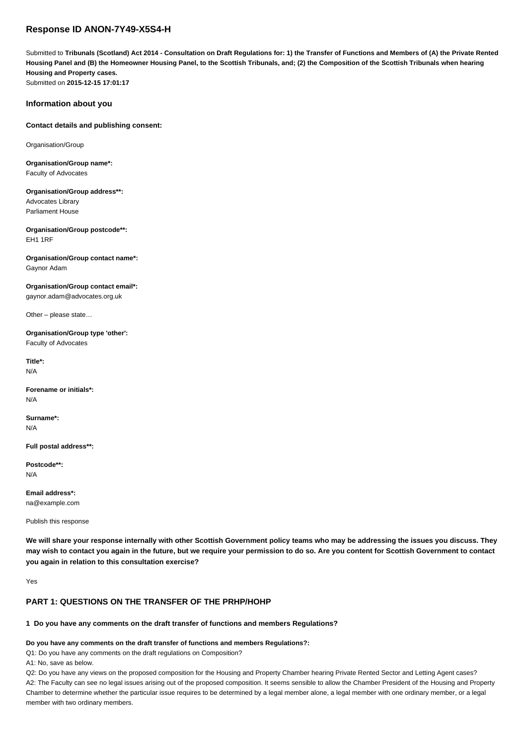# Response ID ANON-7Y49-X5S4-H

Submitted to **Tribunals (Scotland) Act 2014 - Consultation on Draft Regulations for: 1) the Transfer of Functions and Members of (A) the Private Rented Housing Panel and (B) the Homeowner Housing Panel, to the Scottish Tribunals, and; (2) the Composition of the Scottish Tribunals when hearing Housing and Property cases.**
Submitted on **2015-12-15 17:01:17**

## Information about you

**Contact details and publishing consent:**

Organisation/Group

**Organisation/Group name*:**
Faculty of Advocates

**Organisation/Group address**:**
Advocates Library
Parliament House

**Organisation/Group postcode**:**
EH1 1RF

**Organisation/Group contact name*:**
Gaynor Adam

**Organisation/Group contact email*:**
gaynor.adam@advocates.org.uk

Other – please state…

**Organisation/Group type 'other':**
Faculty of Advocates

**Title*:**
N/A

**Forename or initials*:**
N/A

**Surname*:**
N/A

**Full postal address**:**

**Postcode**:**
N/A

**Email address*:**
na@example.com

Publish this response

**We will share your response internally with other Scottish Government policy teams who may be addressing the issues you discuss. They may wish to contact you again in the future, but we require your permission to do so. Are you content for Scottish Government to contact you again in relation to this consultation exercise?**

Yes

## PART 1: QUESTIONS ON THE TRANSFER OF THE PRHP/HOHP

### 1 Do you have any comments on the draft transfer of functions and members Regulations?

**Do you have any comments on the draft transfer of functions and members Regulations?:**

Q1: Do you have any comments on the draft regulations on Composition?

A1: No, save as below.

Q2: Do you have any views on the proposed composition for the Housing and Property Chamber hearing Private Rented Sector and Letting Agent cases?

A2: The Faculty can see no legal issues arising out of the proposed composition. It seems sensible to allow the Chamber President of the Housing and Property Chamber to determine whether the particular issue requires to be determined by a legal member alone, a legal member with one ordinary member, or a legal member with two ordinary members.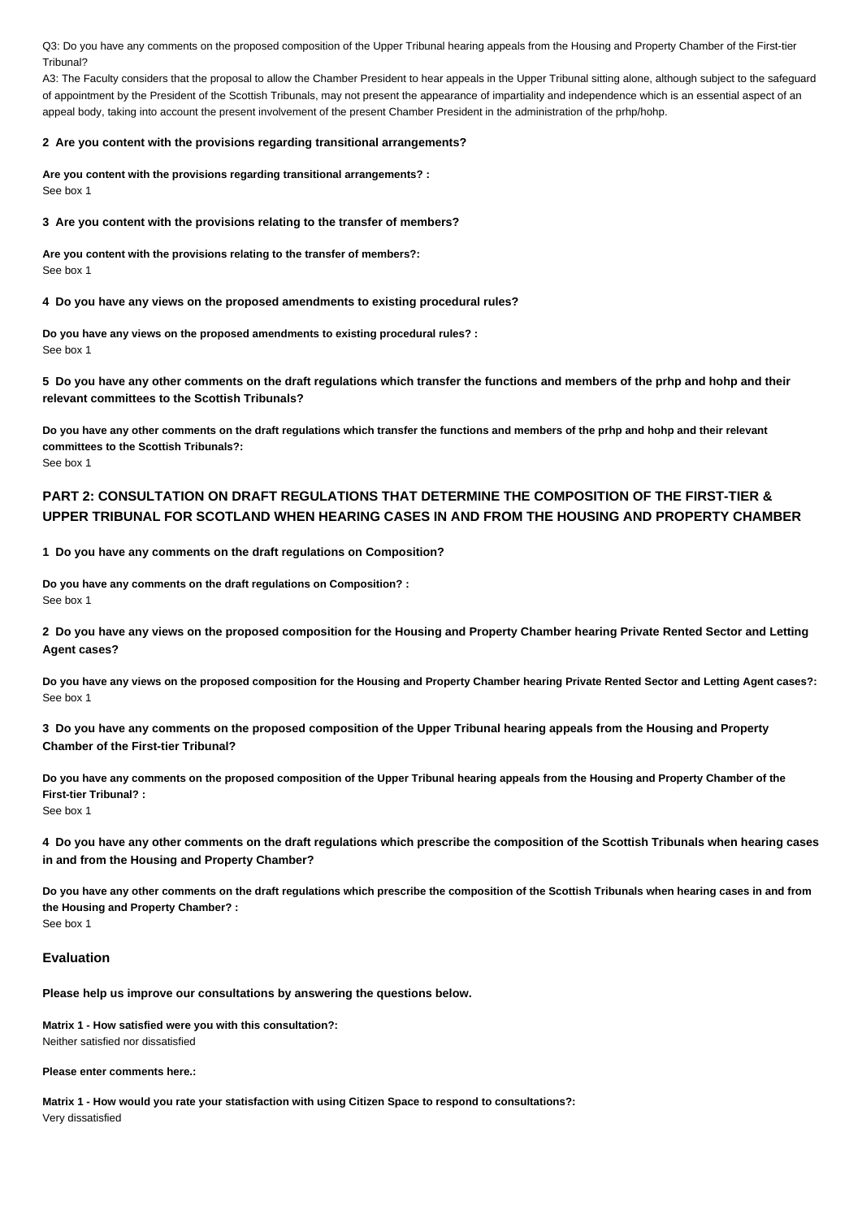Q3: Do you have any comments on the proposed composition of the Upper Tribunal hearing appeals from the Housing and Property Chamber of the First-tier Tribunal?

A3: The Faculty considers that the proposal to allow the Chamber President to hear appeals in the Upper Tribunal sitting alone, although subject to the safeguard of appointment by the President of the Scottish Tribunals, may not present the appearance of impartiality and independence which is an essential aspect of an appeal body, taking into account the present involvement of the present Chamber President in the administration of the prhp/hohp.

**2 Are you content with the provisions regarding transitional arrangements?**

**Are you content with the provisions regarding transitional arrangements? :**
See box 1

**3 Are you content with the provisions relating to the transfer of members?**

**Are you content with the provisions relating to the transfer of members?:**
See box 1

**4 Do you have any views on the proposed amendments to existing procedural rules?**

**Do you have any views on the proposed amendments to existing procedural rules? :**
See box 1

**5 Do you have any other comments on the draft regulations which transfer the functions and members of the prhp and hohp and their relevant committees to the Scottish Tribunals?**

**Do you have any other comments on the draft regulations which transfer the functions and members of the prhp and hohp and their relevant committees to the Scottish Tribunals?:**
See box 1

## PART 2: CONSULTATION ON DRAFT REGULATIONS THAT DETERMINE THE COMPOSITION OF THE FIRST-TIER & UPPER TRIBUNAL FOR SCOTLAND WHEN HEARING CASES IN AND FROM THE HOUSING AND PROPERTY CHAMBER

**1 Do you have any comments on the draft regulations on Composition?**

**Do you have any comments on the draft regulations on Composition? :**
See box 1

**2 Do you have any views on the proposed composition for the Housing and Property Chamber hearing Private Rented Sector and Letting Agent cases?**

**Do you have any views on the proposed composition for the Housing and Property Chamber hearing Private Rented Sector and Letting Agent cases?:**
See box 1

**3 Do you have any comments on the proposed composition of the Upper Tribunal hearing appeals from the Housing and Property Chamber of the First-tier Tribunal?**

**Do you have any comments on the proposed composition of the Upper Tribunal hearing appeals from the Housing and Property Chamber of the First-tier Tribunal? :**
See box 1

**4 Do you have any other comments on the draft regulations which prescribe the composition of the Scottish Tribunals when hearing cases in and from the Housing and Property Chamber?**

**Do you have any other comments on the draft regulations which prescribe the composition of the Scottish Tribunals when hearing cases in and from the Housing and Property Chamber? :**
See box 1

### Evaluation

**Please help us improve our consultations by answering the questions below.**

**Matrix 1 - How satisfied were you with this consultation?:**
Neither satisfied nor dissatisfied

**Please enter comments here.:**

**Matrix 1 - How would you rate your satisfaction with using Citizen Space to respond to consultations?:**
Very dissatisfied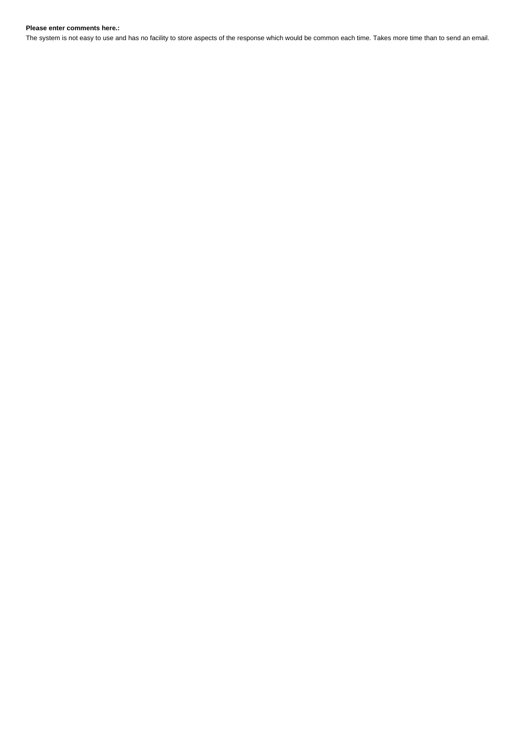**Please enter comments here.:**

The system is not easy to use and has no facility to store aspects of the response which would be common each time. Takes more time than to send an email.